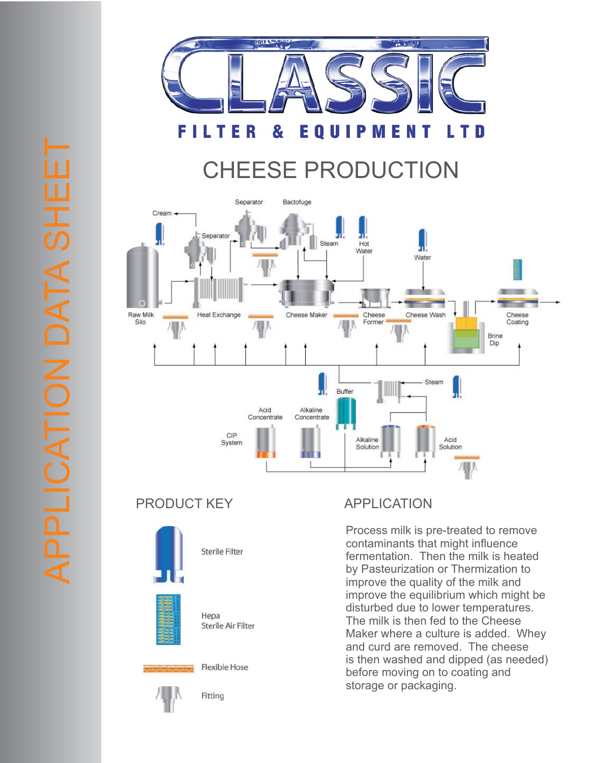# APPLICATION DATA SHEET

# CLASSIC

FILTER & EQUIPMENT LTD

## CHEESE PRODUCTION

Cream

Separator

Separator

Bactofuge

Steam

Hot Water

Water

Raw Milk Silo

Heat Exchange

Cheese Maker

Cheese Former

Cheese Wash

Brine Dip

Cheese Coating

Steam

Buffer

Acid Concentrate

Alkaline Concentrate

CIP System

Alkaline Solution

Acid Solution

## PRODUCT KEY

- Sterile Filter
- Hepa Sterile Air Filter
- Flexible Hose
- Fitting

## APPLICATION

Process milk is pre-treated to remove contaminants that might influence fermentation. Then the milk is heated by Pasteurization or Thermization to improve the quality of the milk and improve the equilibrium which might be disturbed due to lower temperatures. The milk is then fed to the Cheese Maker where a culture is added. Whey and curd are removed. The cheese is then washed and dipped (as needed) before moving on to coating and storage or packaging.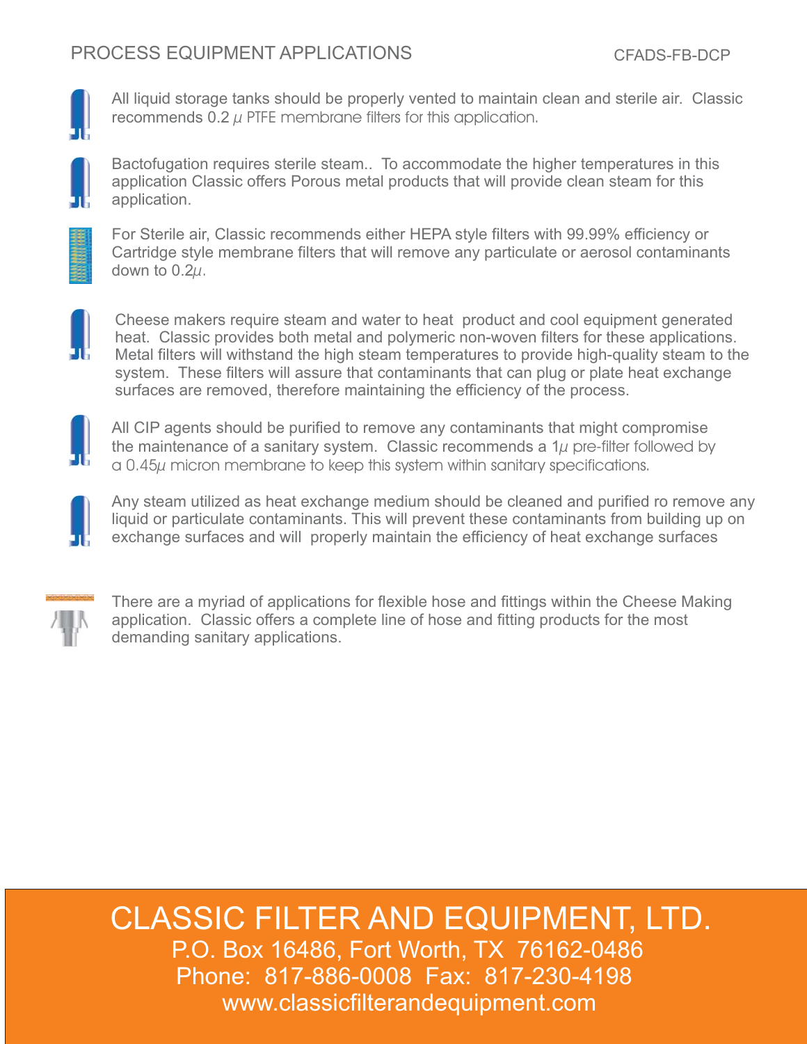## PROCESS EQUIPMENT APPLICATIONS

CFADS-FB-DCP

All liquid storage tanks should be properly vented to maintain clean and sterile air. Classic recommends 0.2 $\mu$ PTFE membrane filters for this application.

Bactofugation requires sterile steam.. To accommodate the higher temperatures in this application Classic offers Porous metal products that will provide clean steam for this application.

For Sterile air, Classic recommends either HEPA style filters with 99.99% efficiency or Cartridge style membrane filters that will remove any particulate or aerosol contaminants down to 0.2$\mu$.

Cheese makers require steam and water to heat product and cool equipment generated heat. Classic provides both metal and polymeric non-woven filters for these applications. Metal filters will withstand the high steam temperatures to provide high-quality steam to the system. These filters will assure that contaminants that can plug or plate heat exchange surfaces are removed, therefore maintaining the efficiency of the process.

All CIP agents should be purified to remove any contaminants that might compromise the maintenance of a sanitary system. Classic recommends a 1$\mu$ pre-filter followed by a 0.45$\mu$ micron membrane to keep this system within sanitary specifications.

Any steam utilized as heat exchange medium should be cleaned and purified ro remove any liquid or particulate contaminants. This will prevent these contaminants from building up on exchange surfaces and will properly maintain the efficiency of heat exchange surfaces

There are a myriad of applications for flexible hose and fittings within the Cheese Making application. Classic offers a complete line of hose and fitting products for the most demanding sanitary applications.

# CLASSIC FILTER AND EQUIPMENT, LTD.

P.O. Box 16486, Fort Worth, TX 76162-0486
Phone: 817-886-0008 Fax: 817-230-4198
www.classicfilterandequipment.com